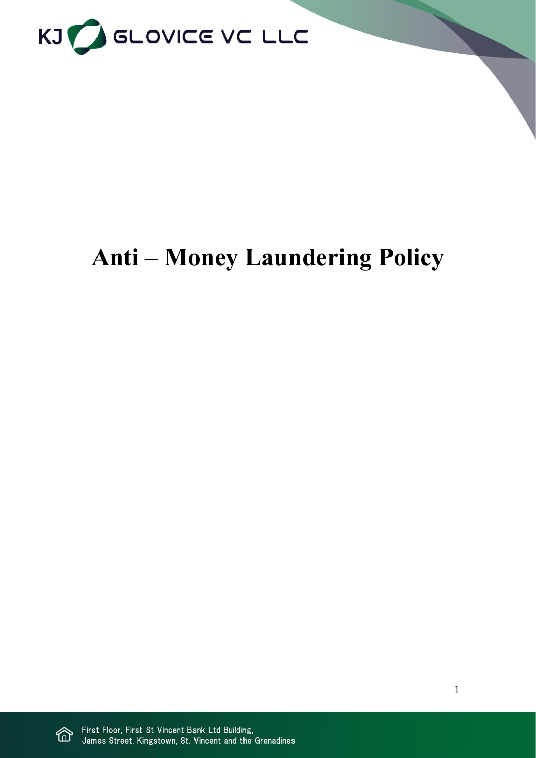# Anti – Money Laundering Policy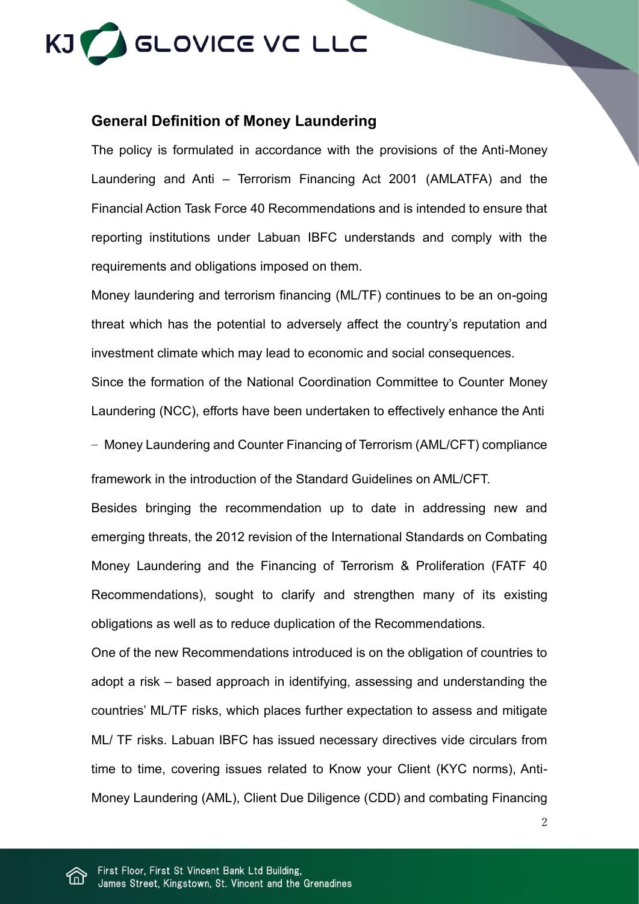## General Definition of Money Laundering

The policy is formulated in accordance with the provisions of the Anti-Money Laundering and Anti – Terrorism Financing Act 2001 (AMLATFA) and the Financial Action Task Force 40 Recommendations and is intended to ensure that reporting institutions under Labuan IBFC understands and comply with the requirements and obligations imposed on them.

Money laundering and terrorism financing (ML/TF) continues to be an on-going threat which has the potential to adversely affect the country's reputation and investment climate which may lead to economic and social consequences.

Since the formation of the National Coordination Committee to Counter Money Laundering (NCC), efforts have been undertaken to effectively enhance the Anti – Money Laundering and Counter Financing of Terrorism (AML/CFT) compliance framework in the introduction of the Standard Guidelines on AML/CFT.

Besides bringing the recommendation up to date in addressing new and emerging threats, the 2012 revision of the International Standards on Combating Money Laundering and the Financing of Terrorism & Proliferation (FATF 40 Recommendations), sought to clarify and strengthen many of its existing obligations as well as to reduce duplication of the Recommendations.

One of the new Recommendations introduced is on the obligation of countries to adopt a risk – based approach in identifying, assessing and understanding the countries' ML/TF risks, which places further expectation to assess and mitigate ML/ TF risks. Labuan IBFC has issued necessary directives vide circulars from time to time, covering issues related to Know your Client (KYC norms), Anti-Money Laundering (AML), Client Due Diligence (CDD) and combating Financing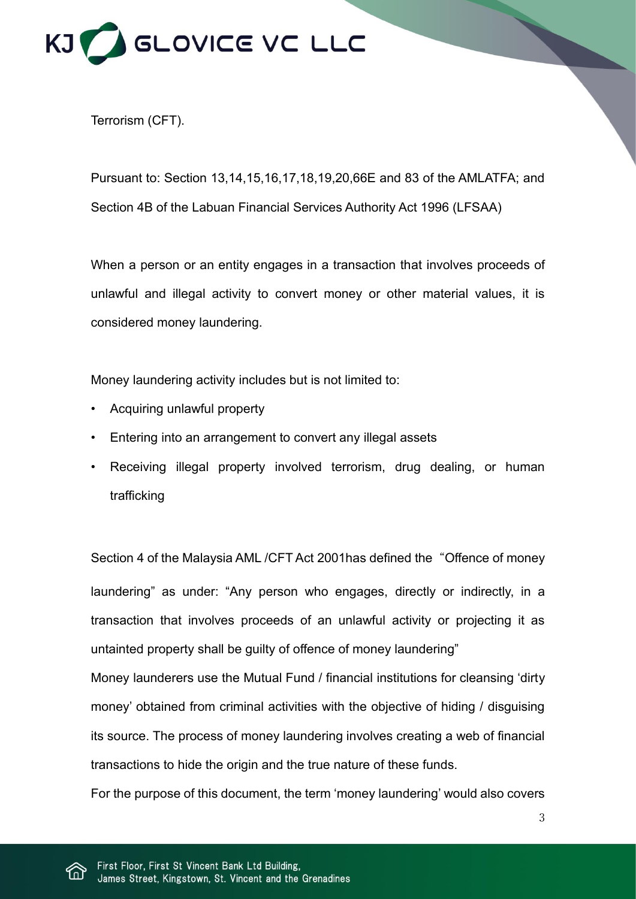Terrorism (CFT).

Pursuant to: Section 13,14,15,16,17,18,19,20,66E and 83 of the AMLATFA; and Section 4B of the Labuan Financial Services Authority Act 1996 (LFSAA)

When a person or an entity engages in a transaction that involves proceeds of unlawful and illegal activity to convert money or other material values, it is considered money laundering.

Money laundering activity includes but is not limited to:

- Acquiring unlawful property
- Entering into an arrangement to convert any illegal assets
- Receiving illegal property involved terrorism, drug dealing, or human trafficking

Section 4 of the Malaysia AML /CFT Act 2001has defined the "Offence of money laundering" as under: "Any person who engages, directly or indirectly, in a transaction that involves proceeds of an unlawful activity or projecting it as untainted property shall be guilty of offence of money laundering"

Money launderers use the Mutual Fund / financial institutions for cleansing 'dirty money' obtained from criminal activities with the objective of hiding / disguising its source. The process of money laundering involves creating a web of financial transactions to hide the origin and the true nature of these funds.

For the purpose of this document, the term 'money laundering' would also covers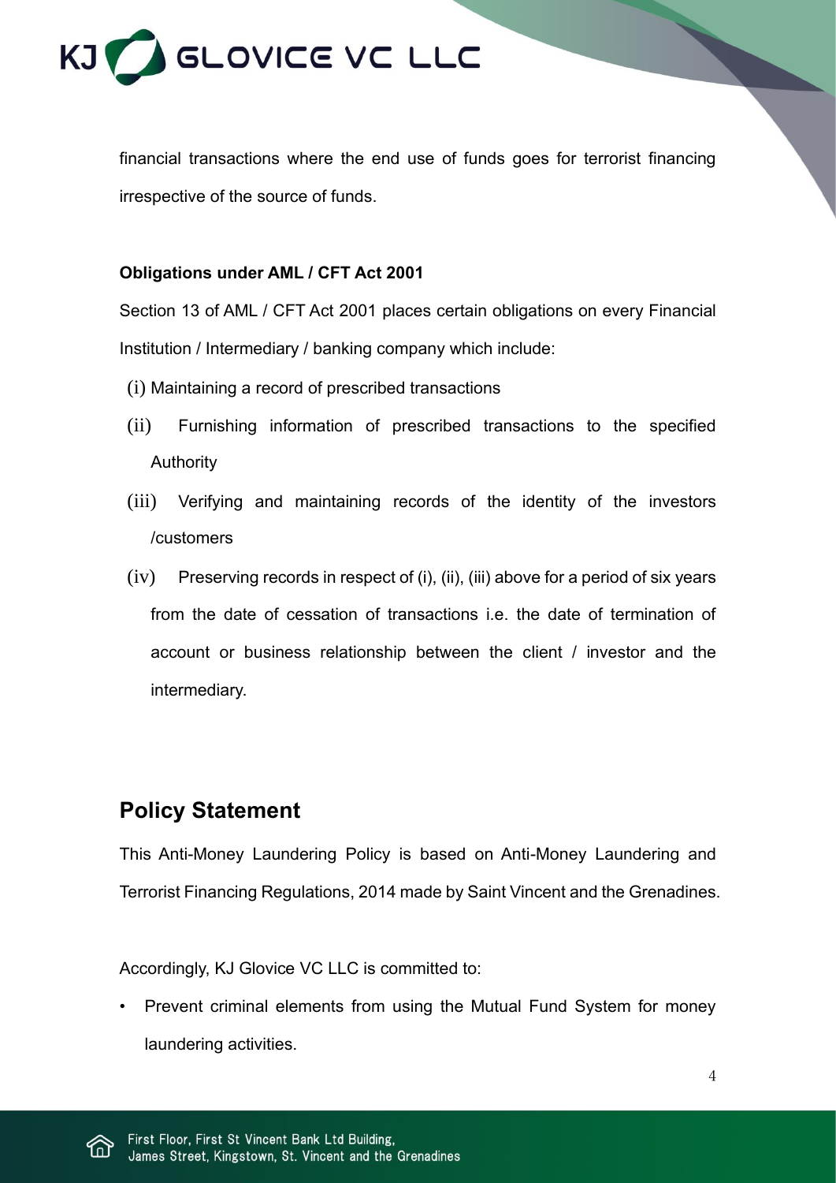financial transactions where the end use of funds goes for terrorist financing irrespective of the source of funds.

**Obligations under AML / CFT Act 2001**

Section 13 of AML / CFT Act 2001 places certain obligations on every Financial Institution / Intermediary / banking company which include:

(i) Maintaining a record of prescribed transactions

(ii) Furnishing information of prescribed transactions to the specified Authority

(iii) Verifying and maintaining records of the identity of the investors /customers

(iv) Preserving records in respect of (i), (ii), (iii) above for a period of six years from the date of cessation of transactions i.e. the date of termination of account or business relationship between the client / investor and the intermediary.

## Policy Statement

This Anti-Money Laundering Policy is based on Anti-Money Laundering and Terrorist Financing Regulations, 2014 made by Saint Vincent and the Grenadines.

Accordingly, KJ Glovice VC LLC is committed to:

- Prevent criminal elements from using the Mutual Fund System for money laundering activities.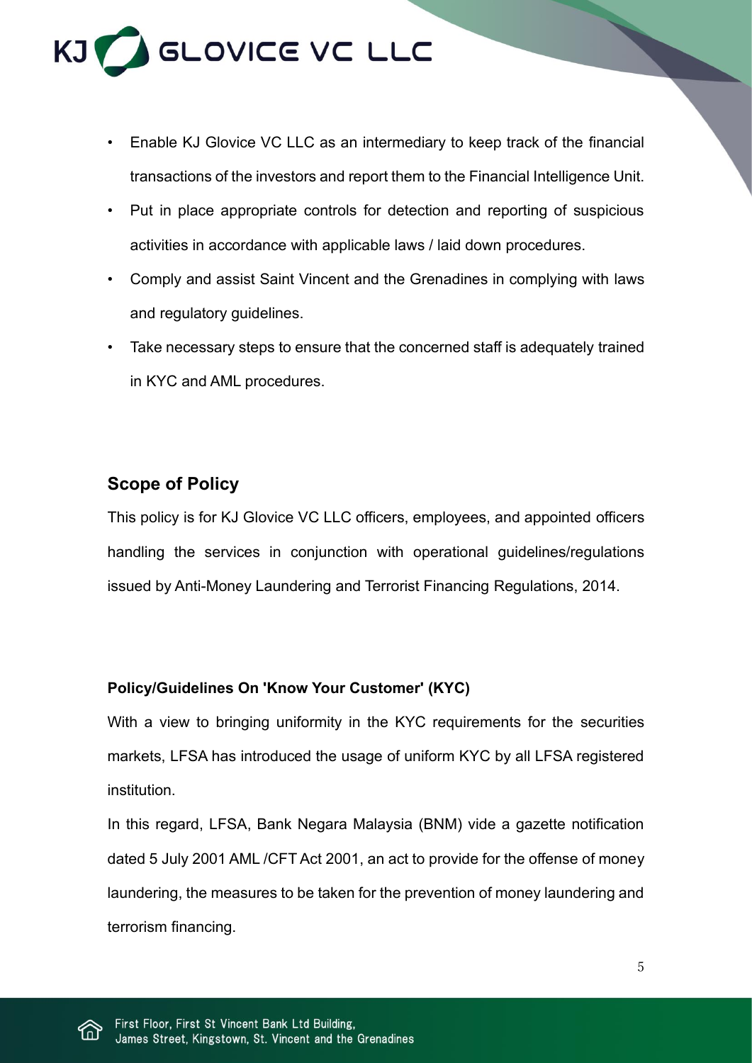- Enable KJ Glovice VC LLC as an intermediary to keep track of the financial transactions of the investors and report them to the Financial Intelligence Unit.
- Put in place appropriate controls for detection and reporting of suspicious activities in accordance with applicable laws / laid down procedures.
- Comply and assist Saint Vincent and the Grenadines in complying with laws and regulatory guidelines.
- Take necessary steps to ensure that the concerned staff is adequately trained in KYC and AML procedures.

## Scope of Policy

This policy is for KJ Glovice VC LLC officers, employees, and appointed officers handling the services in conjunction with operational guidelines/regulations issued by Anti-Money Laundering and Terrorist Financing Regulations, 2014.

### Policy/Guidelines On 'Know Your Customer' (KYC)

With a view to bringing uniformity in the KYC requirements for the securities markets, LFSA has introduced the usage of uniform KYC by all LFSA registered institution.

In this regard, LFSA, Bank Negara Malaysia (BNM) vide a gazette notification dated 5 July 2001 AML /CFT Act 2001, an act to provide for the offense of money laundering, the measures to be taken for the prevention of money laundering and terrorism financing.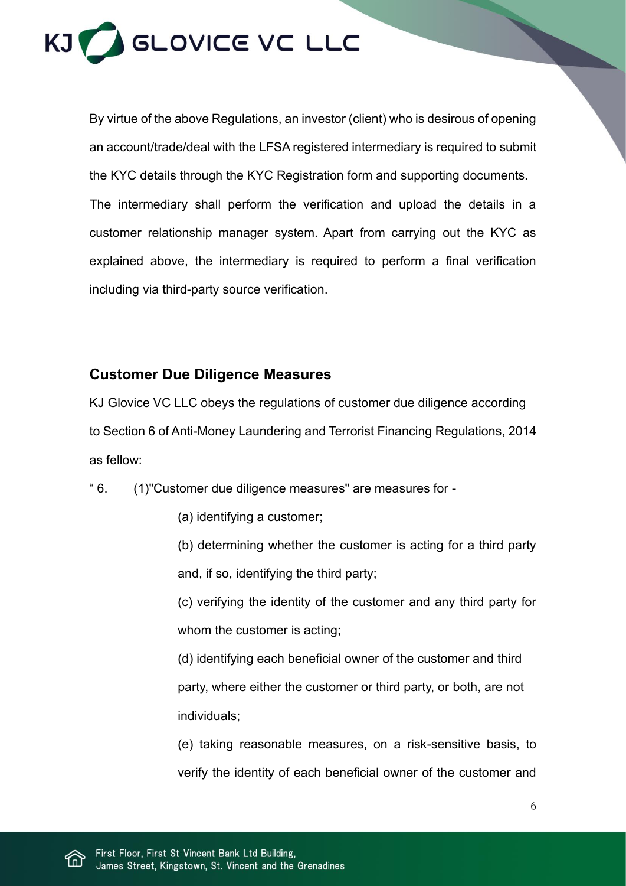By virtue of the above Regulations, an investor (client) who is desirous of opening an account/trade/deal with the LFSA registered intermediary is required to submit the KYC details through the KYC Registration form and supporting documents. The intermediary shall perform the verification and upload the details in a customer relationship manager system. Apart from carrying out the KYC as explained above, the intermediary is required to perform a final verification including via third-party source verification.

## Customer Due Diligence Measures

KJ Glovice VC LLC obeys the regulations of customer due diligence according to Section 6 of Anti-Money Laundering and Terrorist Financing Regulations, 2014 as fellow:

" 6. (1)"Customer due diligence measures" are measures for -

(a) identifying a customer;

(b) determining whether the customer is acting for a third party and, if so, identifying the third party;

(c) verifying the identity of the customer and any third party for whom the customer is acting;

(d) identifying each beneficial owner of the customer and third party, where either the customer or third party, or both, are not individuals;

(e) taking reasonable measures, on a risk-sensitive basis, to verify the identity of each beneficial owner of the customer and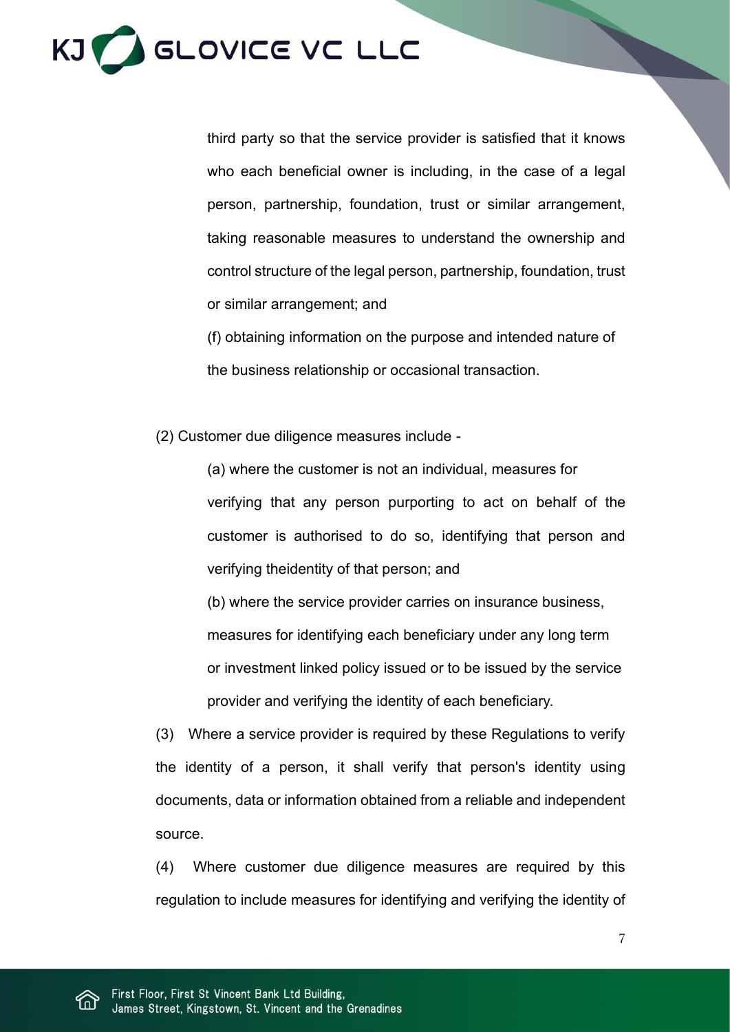third party so that the service provider is satisfied that it knows who each beneficial owner is including, in the case of a legal person, partnership, foundation, trust or similar arrangement, taking reasonable measures to understand the ownership and control structure of the legal person, partnership, foundation, trust or similar arrangement; and

(f) obtaining information on the purpose and intended nature of the business relationship or occasional transaction.

(2) Customer due diligence measures include -

(a) where the customer is not an individual, measures for verifying that any person purporting to act on behalf of the customer is authorised to do so, identifying that person and verifying theidentity of that person; and

(b) where the service provider carries on insurance business, measures for identifying each beneficiary under any long term or investment linked policy issued or to be issued by the service provider and verifying the identity of each beneficiary.

(3) Where a service provider is required by these Regulations to verify the identity of a person, it shall verify that person's identity using documents, data or information obtained from a reliable and independent source.

(4) Where customer due diligence measures are required by this regulation to include measures for identifying and verifying the identity of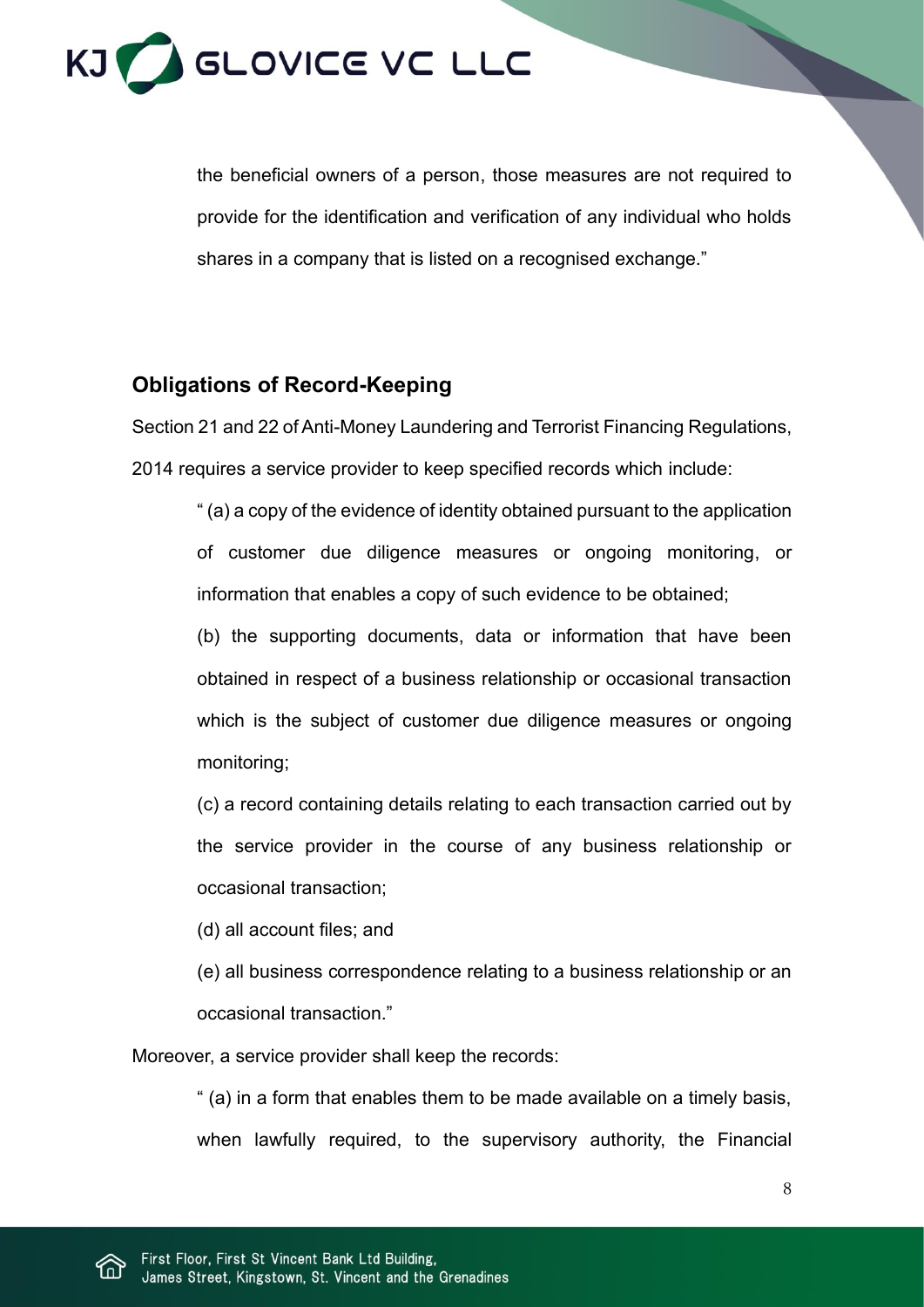> the beneficial owners of a person, those measures are not required to provide for the identification and verification of any individual who holds shares in a company that is listed on a recognised exchange."

## Obligations of Record-Keeping

Section 21 and 22 of Anti-Money Laundering and Terrorist Financing Regulations, 2014 requires a service provider to keep specified records which include:

> " (a) a copy of the evidence of identity obtained pursuant to the application of customer due diligence measures or ongoing monitoring, or information that enables a copy of such evidence to be obtained;
>
> (b) the supporting documents, data or information that have been obtained in respect of a business relationship or occasional transaction which is the subject of customer due diligence measures or ongoing monitoring;
>
> (c) a record containing details relating to each transaction carried out by the service provider in the course of any business relationship or occasional transaction;
>
> (d) all account files; and
>
> (e) all business correspondence relating to a business relationship or an occasional transaction."

Moreover, a service provider shall keep the records:

> " (a) in a form that enables them to be made available on a timely basis, when lawfully required, to the supervisory authority, the Financial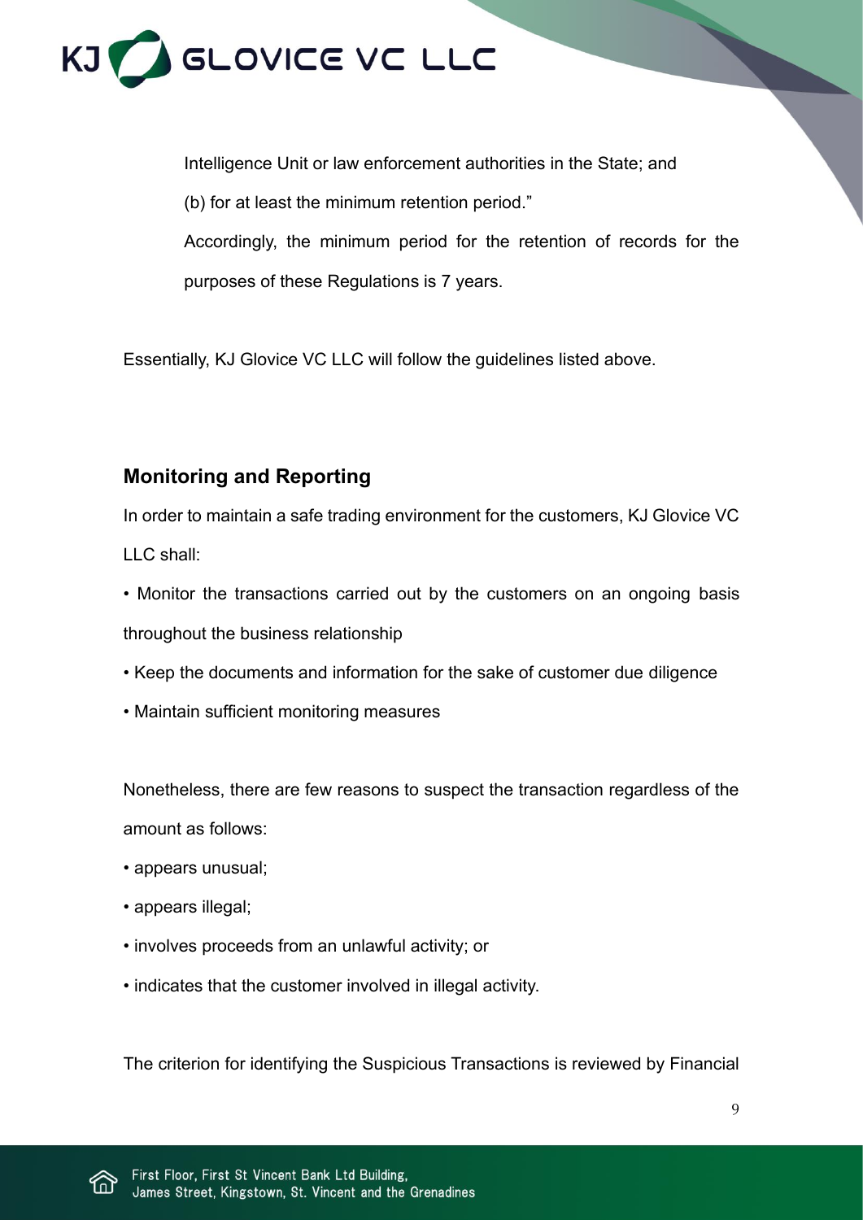Intelligence Unit or law enforcement authorities in the State; and

(b) for at least the minimum retention period."

Accordingly, the minimum period for the retention of records for the purposes of these Regulations is 7 years.

Essentially, KJ Glovice VC LLC will follow the guidelines listed above.

## Monitoring and Reporting

In order to maintain a safe trading environment for the customers, KJ Glovice VC LLC shall:

- Monitor the transactions carried out by the customers on an ongoing basis throughout the business relationship
- Keep the documents and information for the sake of customer due diligence
- Maintain sufficient monitoring measures

Nonetheless, there are few reasons to suspect the transaction regardless of the amount as follows:

- appears unusual;
- appears illegal;
- involves proceeds from an unlawful activity; or
- indicates that the customer involved in illegal activity.

The criterion for identifying the Suspicious Transactions is reviewed by Financial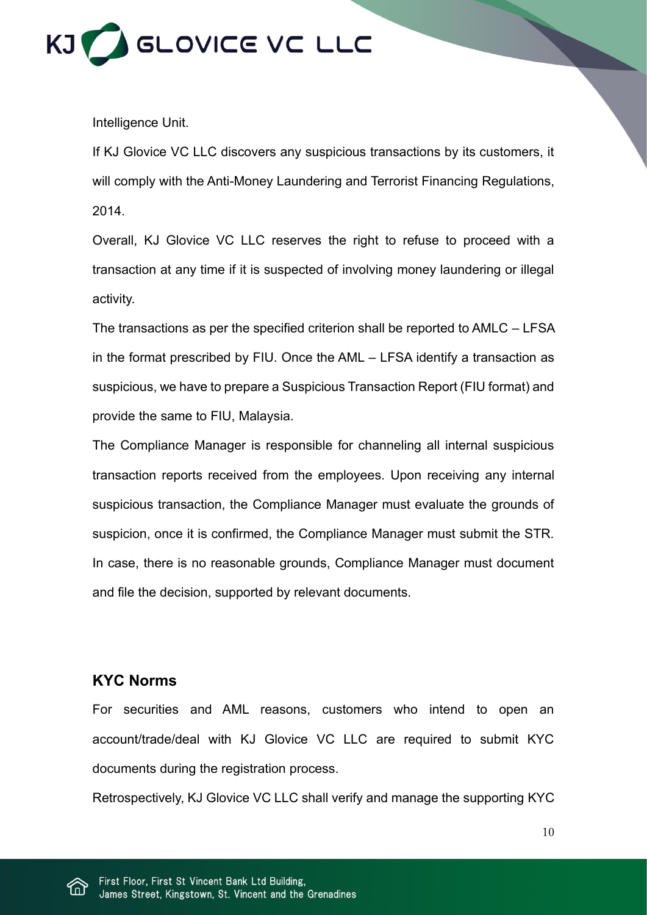Intelligence Unit.

If KJ Glovice VC LLC discovers any suspicious transactions by its customers, it will comply with the Anti-Money Laundering and Terrorist Financing Regulations, 2014.

Overall, KJ Glovice VC LLC reserves the right to refuse to proceed with a transaction at any time if it is suspected of involving money laundering or illegal activity.

The transactions as per the specified criterion shall be reported to AMLC – LFSA in the format prescribed by FIU. Once the AML – LFSA identify a transaction as suspicious, we have to prepare a Suspicious Transaction Report (FIU format) and provide the same to FIU, Malaysia.

The Compliance Manager is responsible for channeling all internal suspicious transaction reports received from the employees. Upon receiving any internal suspicious transaction, the Compliance Manager must evaluate the grounds of suspicion, once it is confirmed, the Compliance Manager must submit the STR. In case, there is no reasonable grounds, Compliance Manager must document and file the decision, supported by relevant documents.

## KYC Norms

For securities and AML reasons, customers who intend to open an account/trade/deal with KJ Glovice VC LLC are required to submit KYC documents during the registration process.

Retrospectively, KJ Glovice VC LLC shall verify and manage the supporting KYC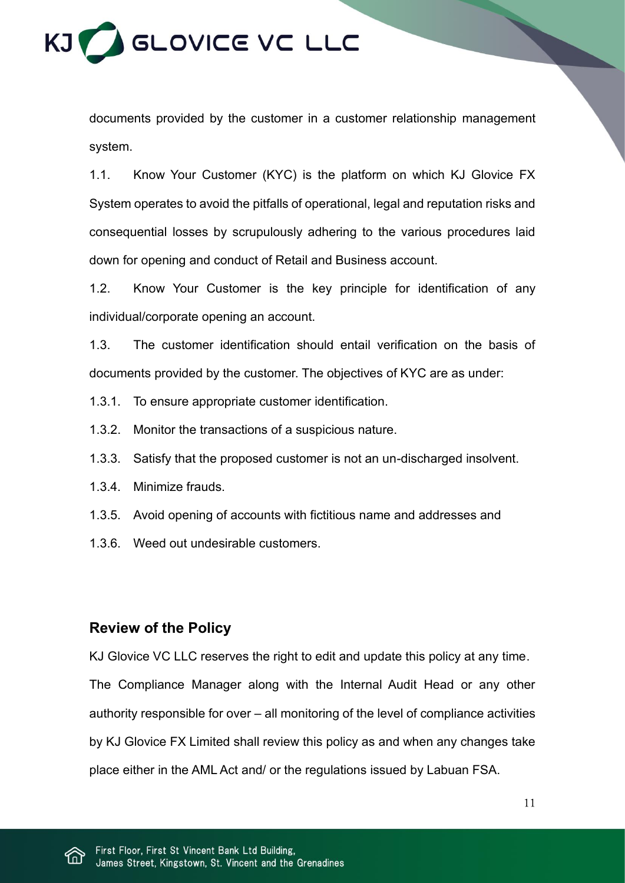documents provided by the customer in a customer relationship management system.

1.1. Know Your Customer (KYC) is the platform on which KJ Glovice FX System operates to avoid the pitfalls of operational, legal and reputation risks and consequential losses by scrupulously adhering to the various procedures laid down for opening and conduct of Retail and Business account.

1.2. Know Your Customer is the key principle for identification of any individual/corporate opening an account.

1.3. The customer identification should entail verification on the basis of documents provided by the customer. The objectives of KYC are as under:

1.3.1. To ensure appropriate customer identification.

1.3.2. Monitor the transactions of a suspicious nature.

1.3.3. Satisfy that the proposed customer is not an un-discharged insolvent.

1.3.4. Minimize frauds.

1.3.5. Avoid opening of accounts with fictitious name and addresses and

1.3.6. Weed out undesirable customers.

## Review of the Policy

KJ Glovice VC LLC reserves the right to edit and update this policy at any time. The Compliance Manager along with the Internal Audit Head or any other authority responsible for over – all monitoring of the level of compliance activities by KJ Glovice FX Limited shall review this policy as and when any changes take place either in the AML Act and/ or the regulations issued by Labuan FSA.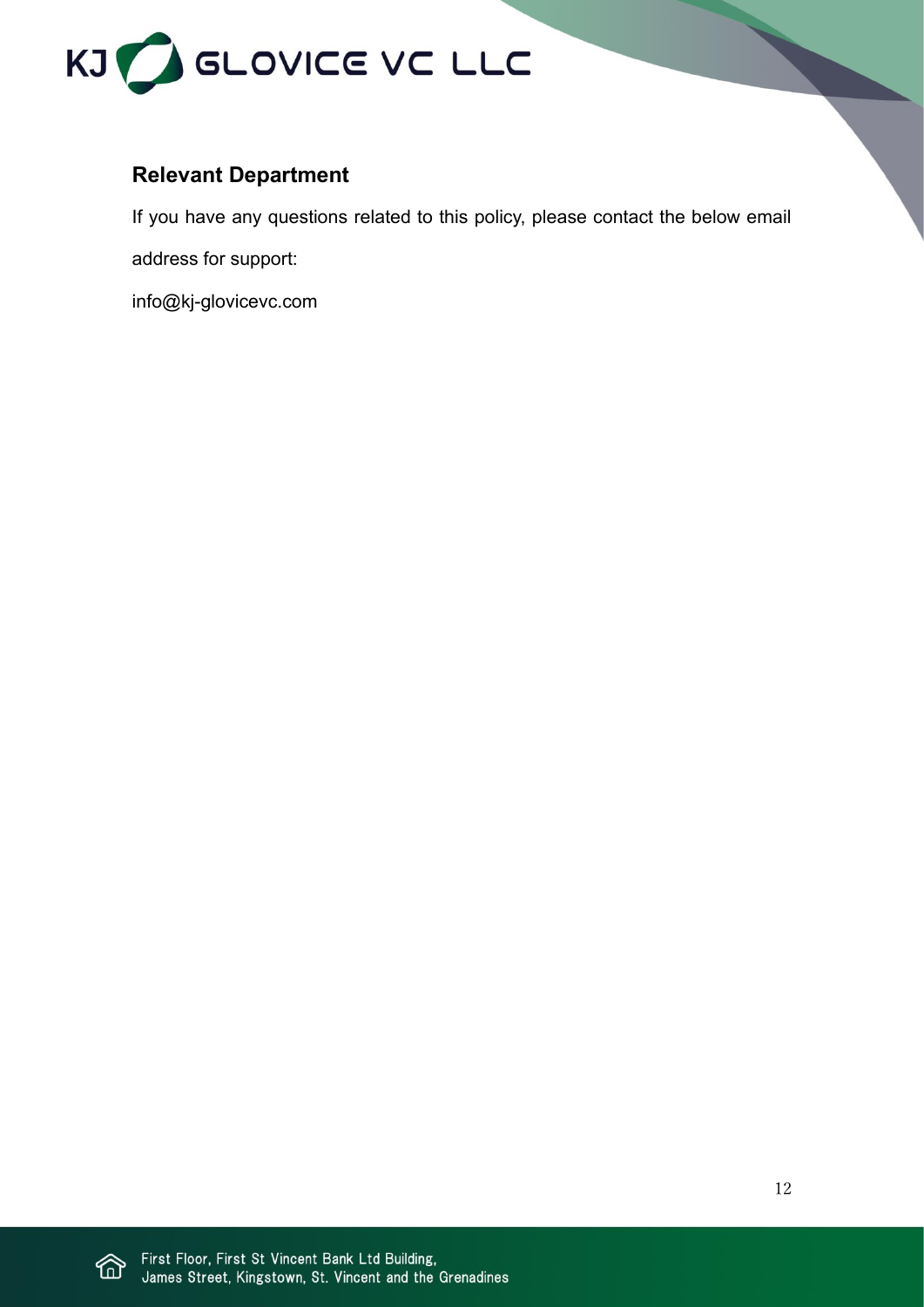## Relevant Department

If you have any questions related to this policy, please contact the below email address for support:

info@kj-glovicevc.com